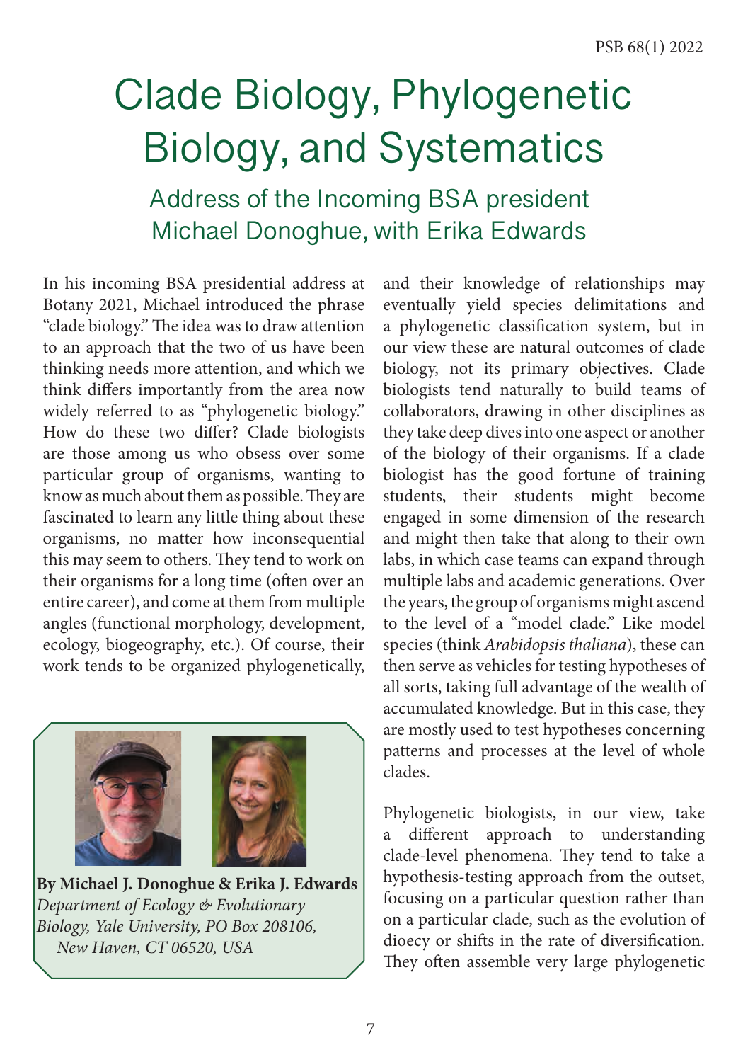# Clade Biology, Phylogenetic Biology, and Systematics

## Address of the Incoming BSA president Michael Donoghue, with Erika Edwards

**By Michael J. Donoghue & Erika J. Edwards**
*Department of Ecology & Evolutionary Biology, Yale University, PO Box 208106, New Haven, CT 06520, USA*

In his incoming BSA presidential address at Botany 2021, Michael introduced the phrase "clade biology." The idea was to draw attention to an approach that the two of us have been thinking needs more attention, and which we think differs importantly from the area now widely referred to as "phylogenetic biology." How do these two differ? Clade biologists are those among us who obsess over some particular group of organisms, wanting to know as much about them as possible. They are fascinated to learn any little thing about these organisms, no matter how inconsequential this may seem to others. They tend to work on their organisms for a long time (often over an entire career), and come at them from multiple angles (functional morphology, development, ecology, biogeography, etc.). Of course, their work tends to be organized phylogenetically, and their knowledge of relationships may eventually yield species delimitations and a phylogenetic classification system, but in our view these are natural outcomes of clade biology, not its primary objectives. Clade biologists tend naturally to build teams of collaborators, drawing in other disciplines as they take deep dives into one aspect or another of the biology of their organisms. If a clade biologist has the good fortune of training students, their students might become engaged in some dimension of the research and might then take that along to their own labs, in which case teams can expand through multiple labs and academic generations. Over the years, the group of organisms might ascend to the level of a "model clade." Like model species (think *Arabidopsis thaliana*), these can then serve as vehicles for testing hypotheses of all sorts, taking full advantage of the wealth of accumulated knowledge. But in this case, they are mostly used to test hypotheses concerning patterns and processes at the level of whole clades.

Phylogenetic biologists, in our view, take a different approach to understanding clade-level phenomena. They tend to take a hypothesis-testing approach from the outset, focusing on a particular question rather than on a particular clade, such as the evolution of dioecy or shifts in the rate of diversification. They often assemble very large phylogenetic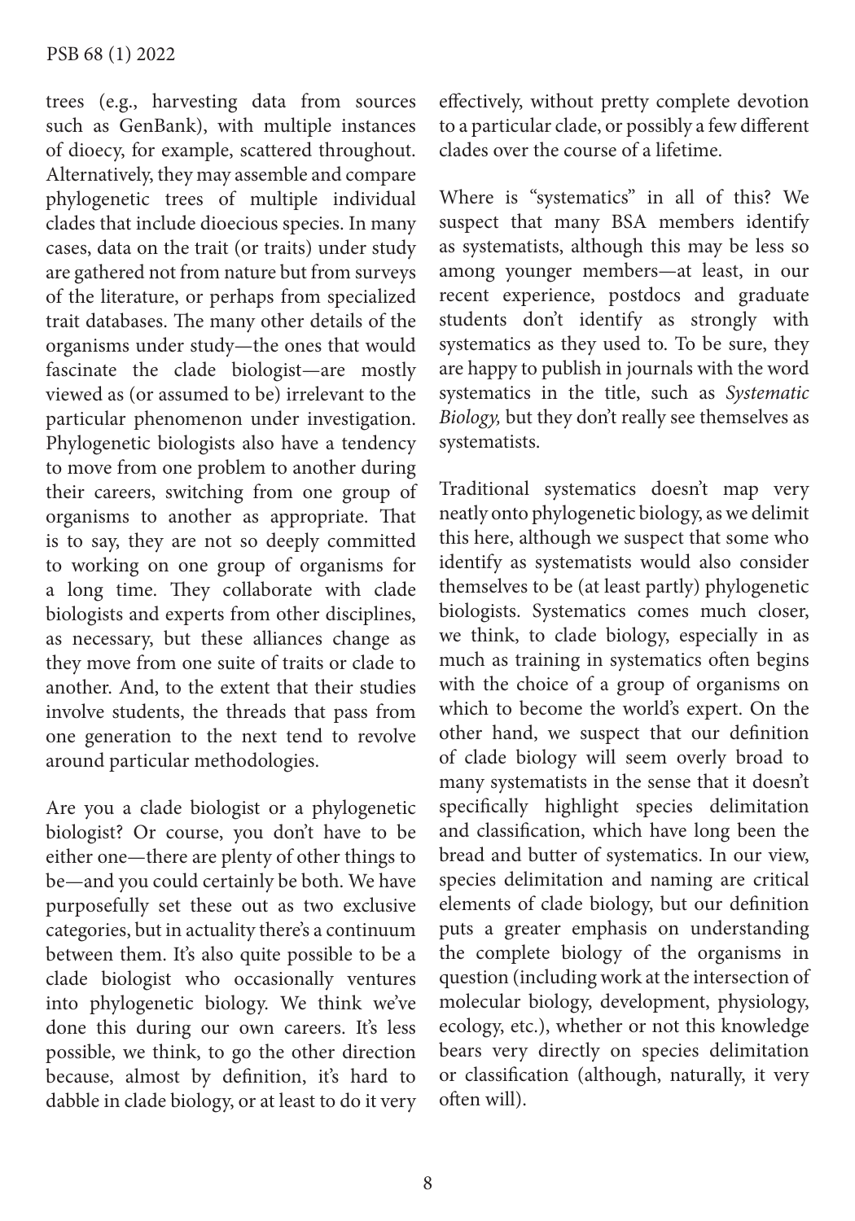trees (e.g., harvesting data from sources such as GenBank), with multiple instances of dioecy, for example, scattered throughout. Alternatively, they may assemble and compare phylogenetic trees of multiple individual clades that include dioecious species. In many cases, data on the trait (or traits) under study are gathered not from nature but from surveys of the literature, or perhaps from specialized trait databases. The many other details of the organisms under study—the ones that would fascinate the clade biologist—are mostly viewed as (or assumed to be) irrelevant to the particular phenomenon under investigation. Phylogenetic biologists also have a tendency to move from one problem to another during their careers, switching from one group of organisms to another as appropriate. That is to say, they are not so deeply committed to working on one group of organisms for a long time. They collaborate with clade biologists and experts from other disciplines, as necessary, but these alliances change as they move from one suite of traits or clade to another. And, to the extent that their studies involve students, the threads that pass from one generation to the next tend to revolve around particular methodologies.

Are you a clade biologist or a phylogenetic biologist? Or course, you don't have to be either one—there are plenty of other things to be—and you could certainly be both. We have purposefully set these out as two exclusive categories, but in actuality there's a continuum between them. It's also quite possible to be a clade biologist who occasionally ventures into phylogenetic biology. We think we've done this during our own careers. It's less possible, we think, to go the other direction because, almost by definition, it's hard to dabble in clade biology, or at least to do it very effectively, without pretty complete devotion to a particular clade, or possibly a few different clades over the course of a lifetime.

Where is "systematics" in all of this? We suspect that many BSA members identify as systematists, although this may be less so among younger members—at least, in our recent experience, postdocs and graduate students don't identify as strongly with systematics as they used to. To be sure, they are happy to publish in journals with the word systematics in the title, such as *Systematic Biology,* but they don't really see themselves as systematists.

Traditional systematics doesn't map very neatly onto phylogenetic biology, as we delimit this here, although we suspect that some who identify as systematists would also consider themselves to be (at least partly) phylogenetic biologists. Systematics comes much closer, we think, to clade biology, especially in as much as training in systematics often begins with the choice of a group of organisms on which to become the world's expert. On the other hand, we suspect that our definition of clade biology will seem overly broad to many systematists in the sense that it doesn't specifically highlight species delimitation and classification, which have long been the bread and butter of systematics. In our view, species delimitation and naming are critical elements of clade biology, but our definition puts a greater emphasis on understanding the complete biology of the organisms in question (including work at the intersection of molecular biology, development, physiology, ecology, etc.), whether or not this knowledge bears very directly on species delimitation or classification (although, naturally, it very often will).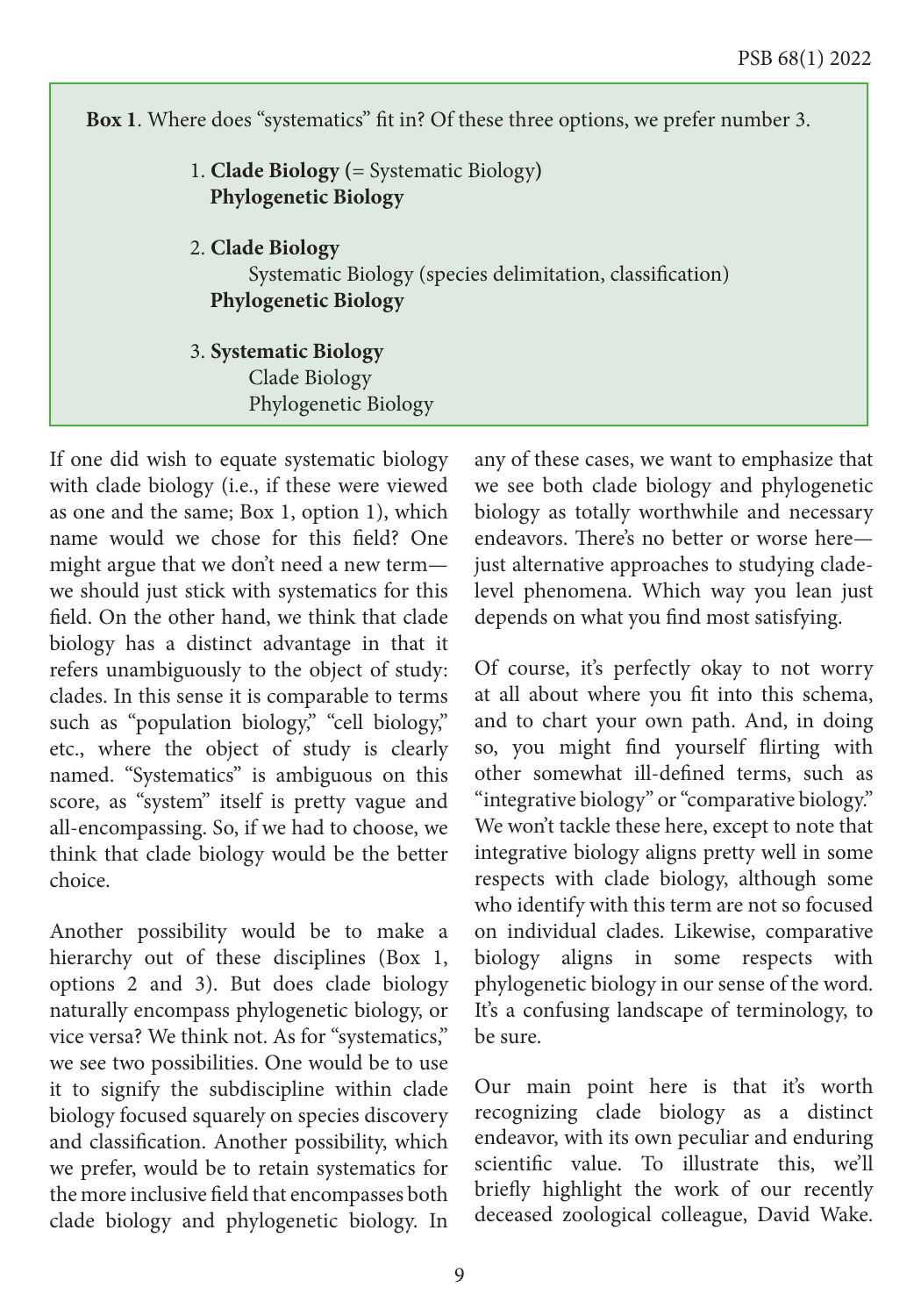**Box 1**. Where does "systematics" fit in? Of these three options, we prefer number 3.

1. **Clade Biology (**= Systematic Biology**)**
   **Phylogenetic Biology**

2. **Clade Biology**
   - Systematic Biology (species delimitation, classification)

   **Phylogenetic Biology**

3. **Systematic Biology**
   - Clade Biology
   - Phylogenetic Biology

If one did wish to equate systematic biology with clade biology (i.e., if these were viewed as one and the same; Box 1, option 1), which name would we chose for this field? One might argue that we don't need a new term—we should just stick with systematics for this field. On the other hand, we think that clade biology has a distinct advantage in that it refers unambiguously to the object of study: clades. In this sense it is comparable to terms such as "population biology," "cell biology," etc., where the object of study is clearly named. "Systematics" is ambiguous on this score, as "system" itself is pretty vague and all-encompassing. So, if we had to choose, we think that clade biology would be the better choice.

Another possibility would be to make a hierarchy out of these disciplines (Box 1, options 2 and 3). But does clade biology naturally encompass phylogenetic biology, or vice versa? We think not. As for "systematics," we see two possibilities. One would be to use it to signify the subdiscipline within clade biology focused squarely on species discovery and classification. Another possibility, which we prefer, would be to retain systematics for the more inclusive field that encompasses both clade biology and phylogenetic biology. In any of these cases, we want to emphasize that we see both clade biology and phylogenetic biology as totally worthwhile and necessary endeavors. There's no better or worse here—just alternative approaches to studying clade-level phenomena. Which way you lean just depends on what you find most satisfying.

Of course, it's perfectly okay to not worry at all about where you fit into this schema, and to chart your own path. And, in doing so, you might find yourself flirting with other somewhat ill-defined terms, such as "integrative biology" or "comparative biology." We won't tackle these here, except to note that integrative biology aligns pretty well in some respects with clade biology, although some who identify with this term are not so focused on individual clades. Likewise, comparative biology aligns in some respects with phylogenetic biology in our sense of the word. It's a confusing landscape of terminology, to be sure.

Our main point here is that it's worth recognizing clade biology as a distinct endeavor, with its own peculiar and enduring scientific value. To illustrate this, we'll briefly highlight the work of our recently deceased zoological colleague, David Wake.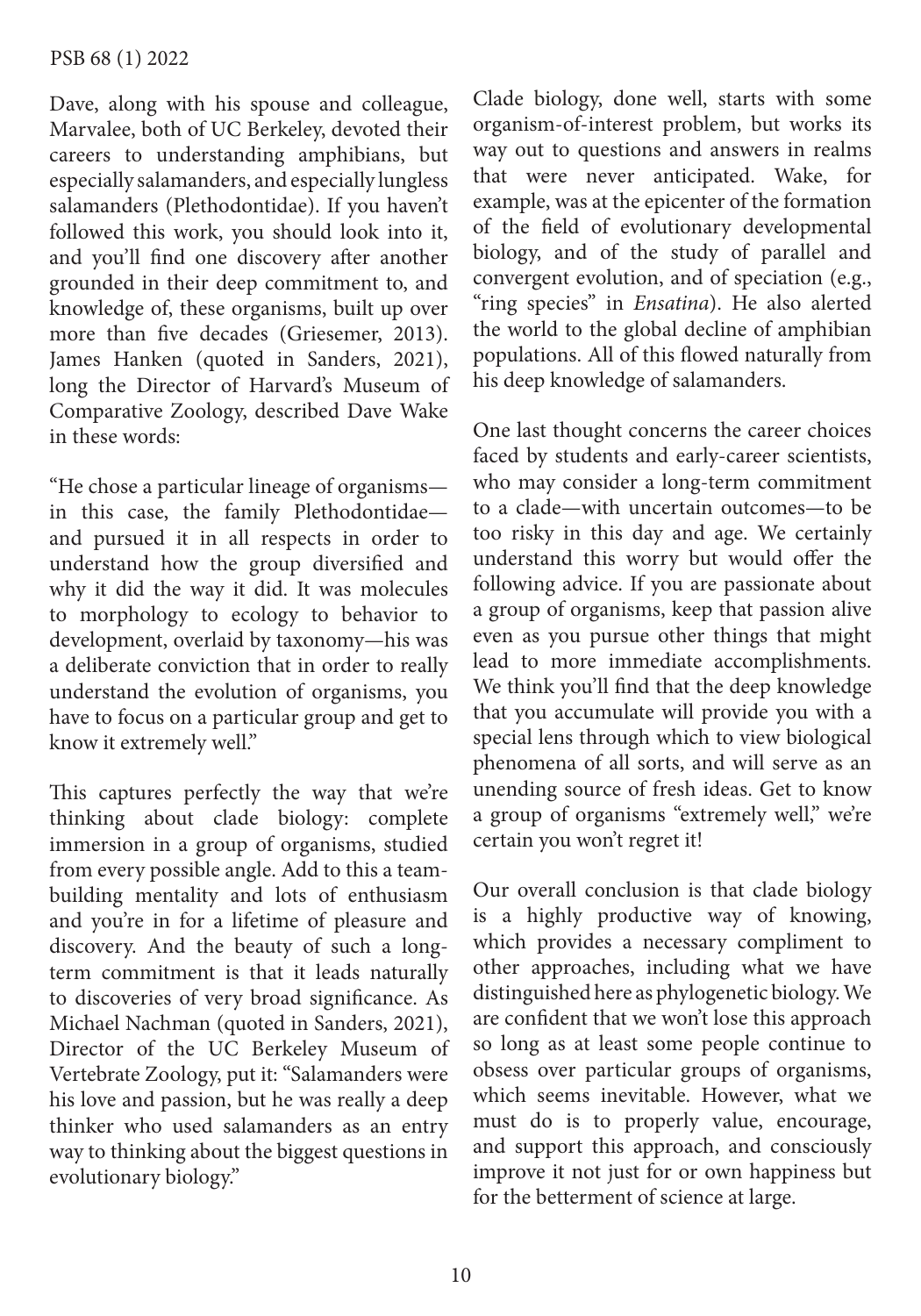Dave, along with his spouse and colleague, Marvalee, both of UC Berkeley, devoted their careers to understanding amphibians, but especially salamanders, and especially lungless salamanders (Plethodontidae). If you haven't followed this work, you should look into it, and you'll find one discovery after another grounded in their deep commitment to, and knowledge of, these organisms, built up over more than five decades (Griesemer, 2013). James Hanken (quoted in Sanders, 2021), long the Director of Harvard's Museum of Comparative Zoology, described Dave Wake in these words:

"He chose a particular lineage of organisms—in this case, the family Plethodontidae—and pursued it in all respects in order to understand how the group diversified and why it did the way it did. It was molecules to morphology to ecology to behavior to development, overlaid by taxonomy—his was a deliberate conviction that in order to really understand the evolution of organisms, you have to focus on a particular group and get to know it extremely well."

This captures perfectly the way that we're thinking about clade biology: complete immersion in a group of organisms, studied from every possible angle. Add to this a team-building mentality and lots of enthusiasm and you're in for a lifetime of pleasure and discovery. And the beauty of such a long-term commitment is that it leads naturally to discoveries of very broad significance. As Michael Nachman (quoted in Sanders, 2021), Director of the UC Berkeley Museum of Vertebrate Zoology, put it: "Salamanders were his love and passion, but he was really a deep thinker who used salamanders as an entry way to thinking about the biggest questions in evolutionary biology."

Clade biology, done well, starts with some organism-of-interest problem, but works its way out to questions and answers in realms that were never anticipated. Wake, for example, was at the epicenter of the formation of the field of evolutionary developmental biology, and of the study of parallel and convergent evolution, and of speciation (e.g., "ring species" in *Ensatina*). He also alerted the world to the global decline of amphibian populations. All of this flowed naturally from his deep knowledge of salamanders.

One last thought concerns the career choices faced by students and early-career scientists, who may consider a long-term commitment to a clade—with uncertain outcomes—to be too risky in this day and age. We certainly understand this worry but would offer the following advice. If you are passionate about a group of organisms, keep that passion alive even as you pursue other things that might lead to more immediate accomplishments. We think you'll find that the deep knowledge that you accumulate will provide you with a special lens through which to view biological phenomena of all sorts, and will serve as an unending source of fresh ideas. Get to know a group of organisms "extremely well," we're certain you won't regret it!

Our overall conclusion is that clade biology is a highly productive way of knowing, which provides a necessary compliment to other approaches, including what we have distinguished here as phylogenetic biology. We are confident that we won't lose this approach so long as at least some people continue to obsess over particular groups of organisms, which seems inevitable. However, what we must do is to properly value, encourage, and support this approach, and consciously improve it not just for or own happiness but for the betterment of science at large.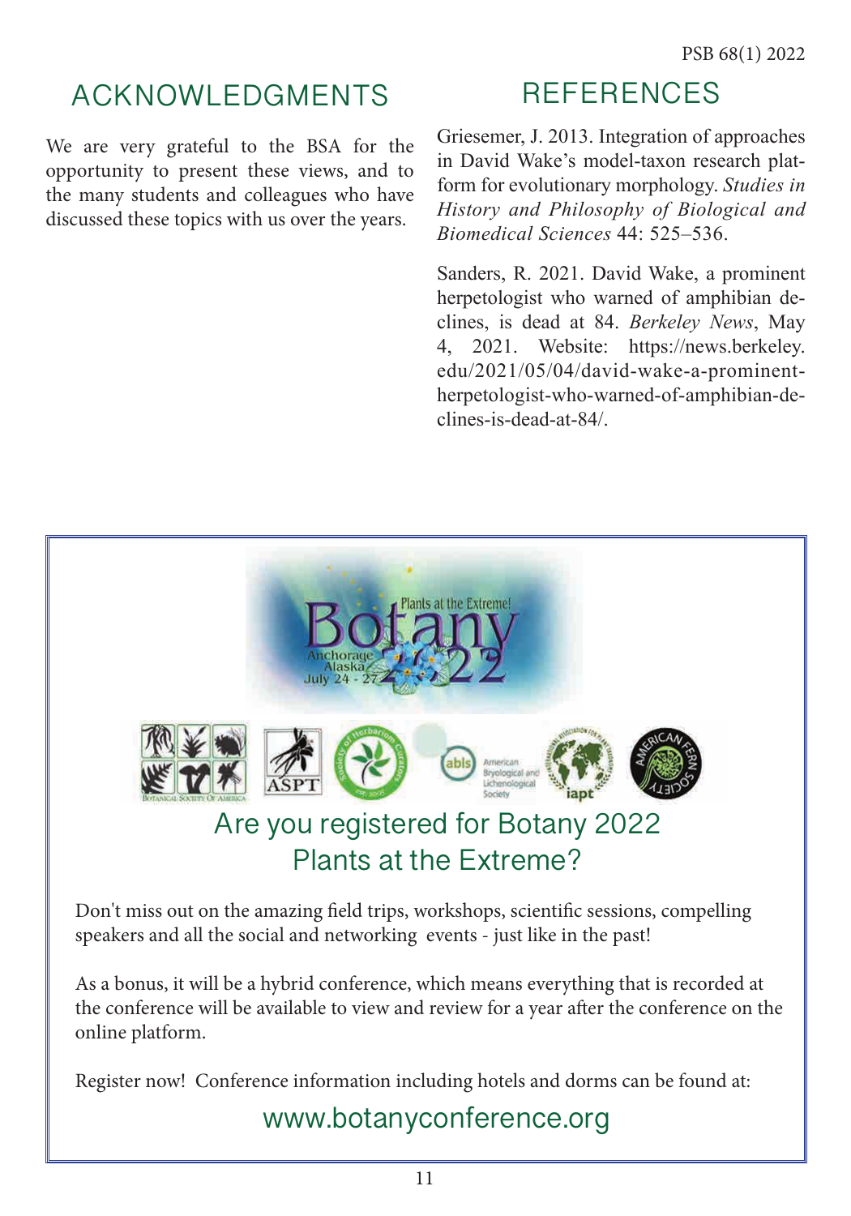## ACKNOWLEDGMENTS

We are very grateful to the BSA for the opportunity to present these views, and to the many students and colleagues who have discussed these topics with us over the years.

## REFERENCES

Griesemer, J. 2013. Integration of approaches in David Wake's model-taxon research platform for evolutionary morphology. *Studies in History and Philosophy of Biological and Biomedical Sciences* 44: 525–536.

Sanders, R. 2021. David Wake, a prominent herpetologist who warned of amphibian declines, is dead at 84. *Berkeley News*, May 4, 2021. Website: https://news.berkeley.edu/2021/05/04/david-wake-a-prominent-herpetologist-who-warned-of-amphibian-declines-is-dead-at-84/.

---

Botany 2022 — Plants at the Extreme! — Anchorage Alaska July 24 - 27

## Are you registered for Botany 2022 Plants at the Extreme?

Don't miss out on the amazing field trips, workshops, scientific sessions, compelling speakers and all the social and networking events - just like in the past!

As a bonus, it will be a hybrid conference, which means everything that is recorded at the conference will be available to view and review for a year after the conference on the online platform.

Register now! Conference information including hotels and dorms can be found at:

www.botanyconference.org